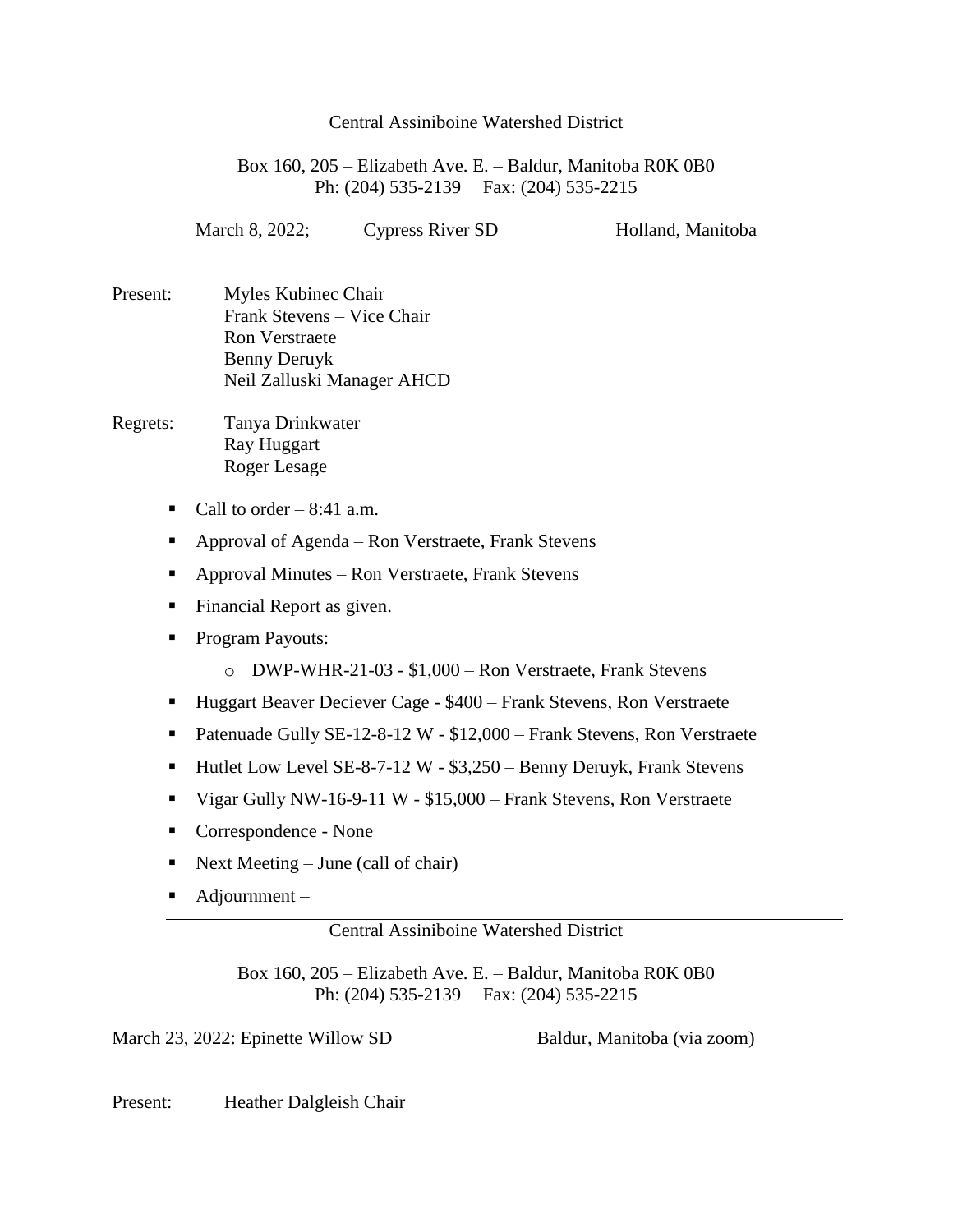Central Assiniboine Watershed District

Box 160, 205 – Elizabeth Ave. E. – Baldur, Manitoba R0K 0B0
Ph: (204) 535-2139 Fax: (204) 535-2215

March 8, 2022; Cypress River SD Holland, Manitoba

Present: Myles Kubinec Chair
Frank Stevens – Vice Chair
Ron Verstraete
Benny Deruyk
Neil Zalluski Manager AHCD

Regrets: Tanya Drinkwater
Ray Huggart
Roger Lesage

- Call to order – 8:41 a.m.
- Approval of Agenda – Ron Verstraete, Frank Stevens
- Approval Minutes – Ron Verstraete, Frank Stevens
- Financial Report as given.
- Program Payouts:
  - DWP-WHR-21-03 - $1,000 – Ron Verstraete, Frank Stevens
- Huggart Beaver Deciever Cage - $400 – Frank Stevens, Ron Verstraete
- Patenuade Gully SE-12-8-12 W - $12,000 – Frank Stevens, Ron Verstraete
- Hutlet Low Level SE-8-7-12 W - $3,250 – Benny Deruyk, Frank Stevens
- Vigar Gully NW-16-9-11 W - $15,000 – Frank Stevens, Ron Verstraete
- Correspondence - None
- Next Meeting – June (call of chair)
- Adjournment –

---

Central Assiniboine Watershed District

Box 160, 205 – Elizabeth Ave. E. – Baldur, Manitoba R0K 0B0
Ph: (204) 535-2139 Fax: (204) 535-2215

March 23, 2022: Epinette Willow SD Baldur, Manitoba (via zoom)

Present: Heather Dalgleish Chair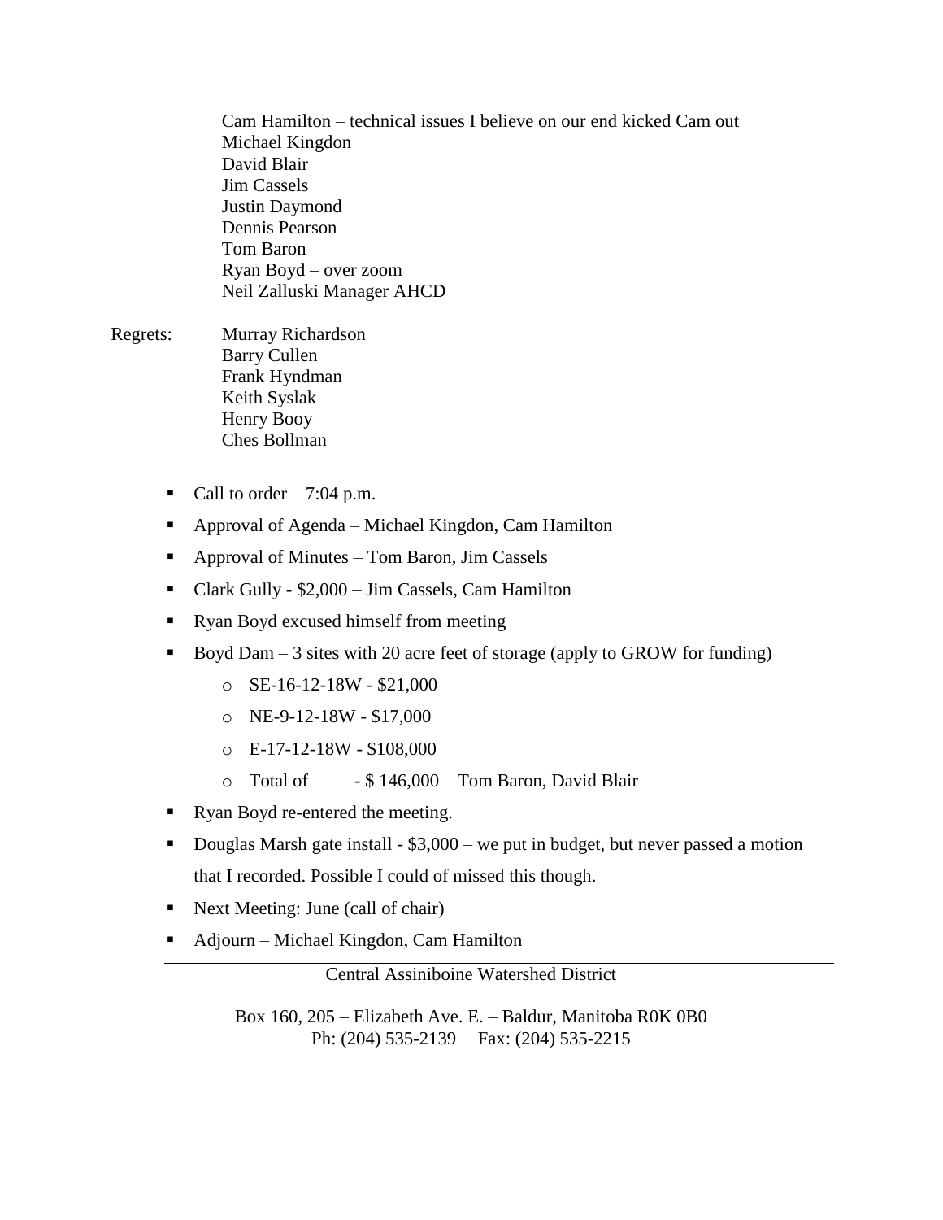Cam Hamilton – technical issues I believe on our end kicked Cam out
Michael Kingdon
David Blair
Jim Cassels
Justin Daymond
Dennis Pearson
Tom Baron
Ryan Boyd – over zoom
Neil Zalluski Manager AHCD

Regrets: Murray Richardson
Barry Cullen
Frank Hyndman
Keith Syslak
Henry Booy
Ches Bollman

- Call to order – 7:04 p.m.
- Approval of Agenda – Michael Kingdon, Cam Hamilton
- Approval of Minutes – Tom Baron, Jim Cassels
- Clark Gully - $2,000 – Jim Cassels, Cam Hamilton
- Ryan Boyd excused himself from meeting
- Boyd Dam – 3 sites with 20 acre feet of storage (apply to GROW for funding)
  - SE-16-12-18W - $21,000
  - NE-9-12-18W - $17,000
  - E-17-12-18W - $108,000
  - Total of - $ 146,000 – Tom Baron, David Blair
- Ryan Boyd re-entered the meeting.
- Douglas Marsh gate install - $3,000 – we put in budget, but never passed a motion that I recorded. Possible I could of missed this though.
- Next Meeting: June (call of chair)
- Adjourn – Michael Kingdon, Cam Hamilton

Central Assiniboine Watershed District

Box 160, 205 – Elizabeth Ave. E. – Baldur, Manitoba R0K 0B0
Ph: (204) 535-2139 Fax: (204) 535-2215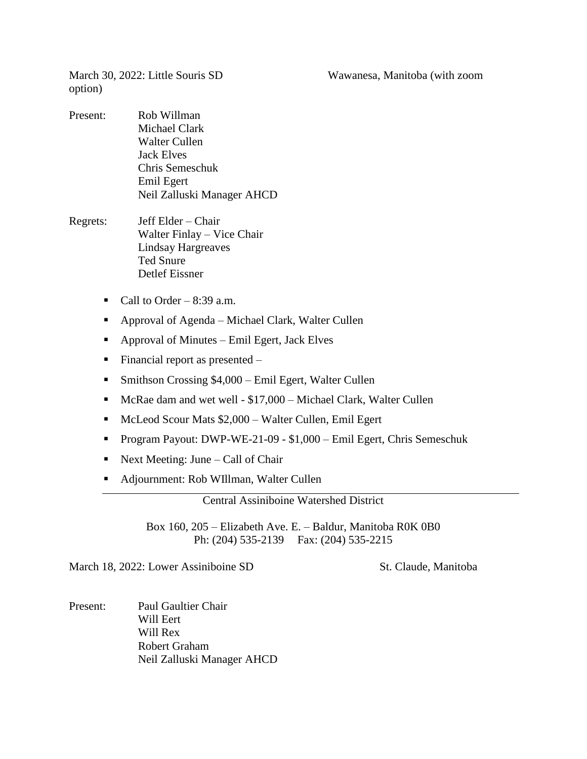March 30, 2022: Little Souris SD — Wawanesa, Manitoba (with zoom option)

Present:
- Rob Willman
- Michael Clark
- Walter Cullen
- Jack Elves
- Chris Semeschuk
- Emil Egert
- Neil Zalluski Manager AHCD

Regrets:
- Jeff Elder – Chair
- Walter Finlay – Vice Chair
- Lindsay Hargreaves
- Ted Snure
- Detlef Eissner

- Call to Order – 8:39 a.m.
- Approval of Agenda – Michael Clark, Walter Cullen
- Approval of Minutes – Emil Egert, Jack Elves
- Financial report as presented –
- Smithson Crossing $4,000 – Emil Egert, Walter Cullen
- McRae dam and wet well - $17,000 – Michael Clark, Walter Cullen
- McLeod Scour Mats $2,000 – Walter Cullen, Emil Egert
- Program Payout: DWP-WE-21-09 - $1,000 – Emil Egert, Chris Semeschuk
- Next Meeting: June – Call of Chair
- Adjournment: Rob WIllman, Walter Cullen

---

Central Assiniboine Watershed District

Box 160, 205 – Elizabeth Ave. E. – Baldur, Manitoba R0K 0B0
Ph: (204) 535-2139 Fax: (204) 535-2215

March 18, 2022: Lower Assiniboine SD — St. Claude, Manitoba

Present:
- Paul Gaultier Chair
- Will Eert
- Will Rex
- Robert Graham
- Neil Zalluski Manager AHCD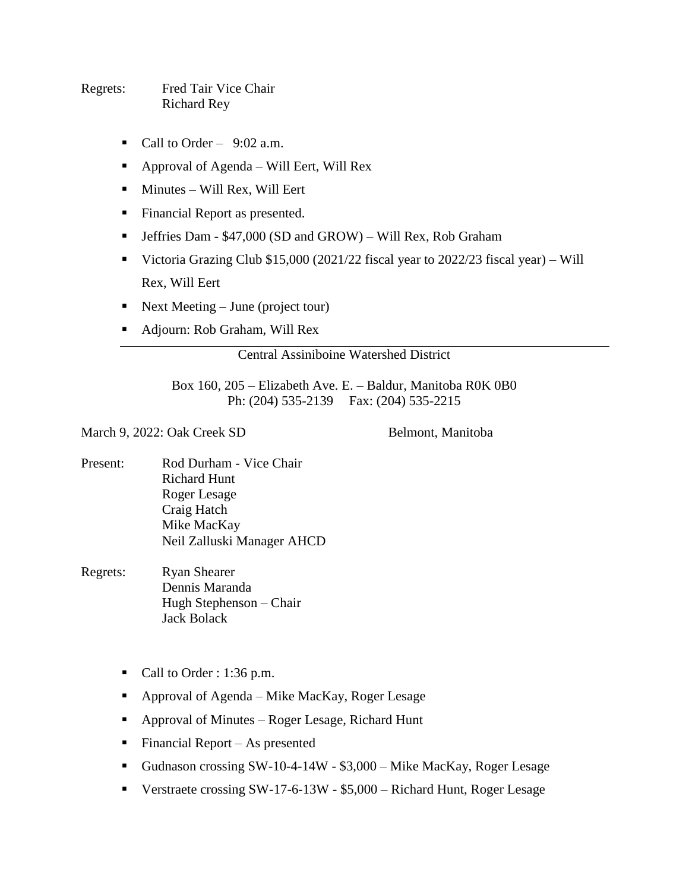Regrets: Fred Tair Vice Chair
Richard Rey

- Call to Order – 9:02 a.m.
- Approval of Agenda – Will Eert, Will Rex
- Minutes – Will Rex, Will Eert
- Financial Report as presented.
- Jeffries Dam - $47,000 (SD and GROW) – Will Rex, Rob Graham
- Victoria Grazing Club $15,000 (2021/22 fiscal year to 2022/23 fiscal year) – Will Rex, Will Eert
- Next Meeting – June (project tour)
- Adjourn: Rob Graham, Will Rex

---

Central Assiniboine Watershed District

Box 160, 205 – Elizabeth Ave. E. – Baldur, Manitoba R0K 0B0
Ph: (204) 535-2139 Fax: (204) 535-2215

March 9, 2022: Oak Creek SD Belmont, Manitoba

Present: Rod Durham - Vice Chair
Richard Hunt
Roger Lesage
Craig Hatch
Mike MacKay
Neil Zalluski Manager AHCD

Regrets: Ryan Shearer
Dennis Maranda
Hugh Stephenson – Chair
Jack Bolack

- Call to Order : 1:36 p.m.
- Approval of Agenda – Mike MacKay, Roger Lesage
- Approval of Minutes – Roger Lesage, Richard Hunt
- Financial Report – As presented
- Gudnason crossing SW-10-4-14W - $3,000 – Mike MacKay, Roger Lesage
- Verstraete crossing SW-17-6-13W - $5,000 – Richard Hunt, Roger Lesage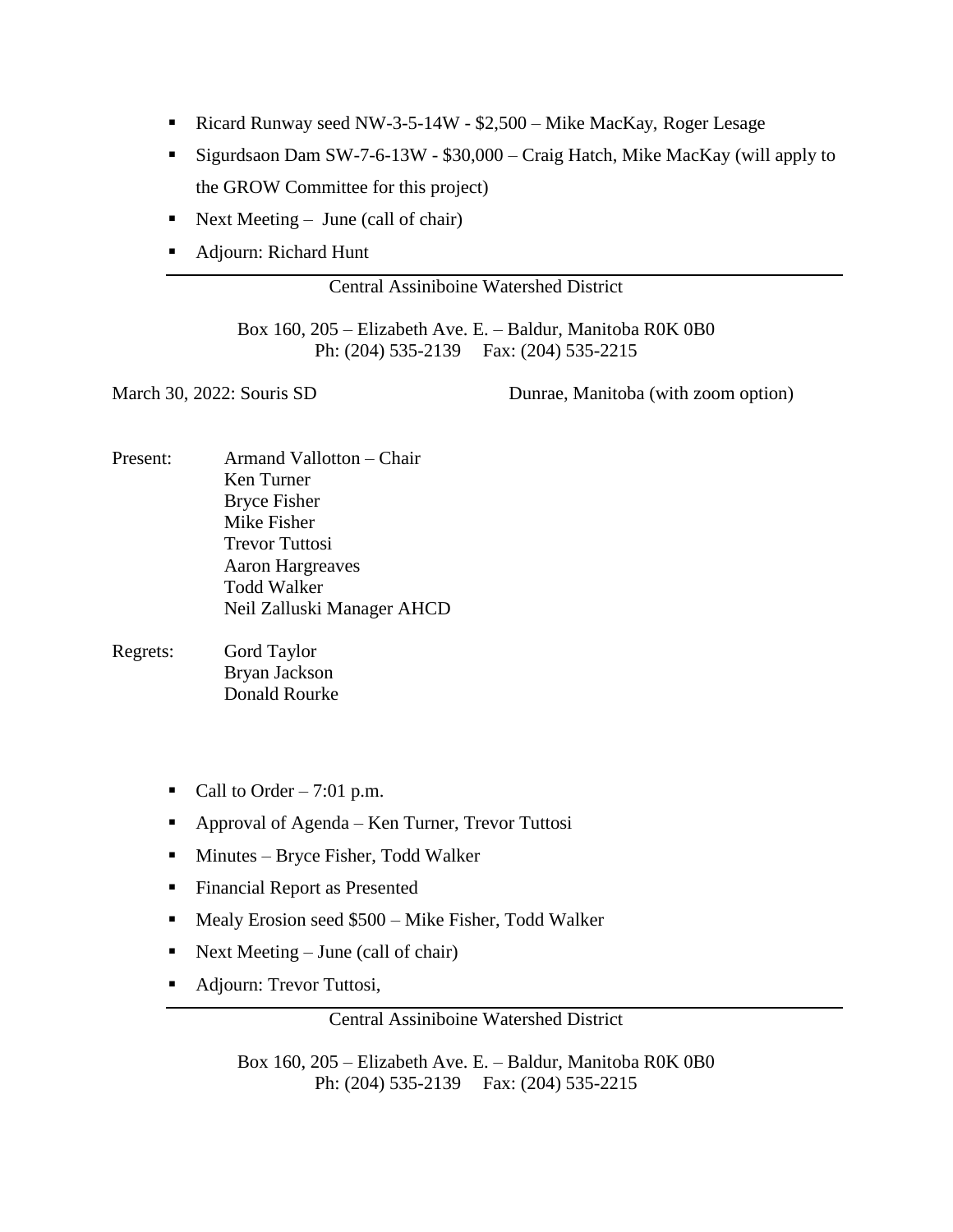- Ricard Runway seed NW-3-5-14W - $2,500 – Mike MacKay, Roger Lesage
- Sigurdsaon Dam SW-7-6-13W - $30,000 – Craig Hatch, Mike MacKay (will apply to the GROW Committee for this project)
- Next Meeting – June (call of chair)
- Adjourn: Richard Hunt

---

Central Assiniboine Watershed District

Box 160, 205 – Elizabeth Ave. E. – Baldur, Manitoba R0K 0B0
Ph: (204) 535-2139 Fax: (204) 535-2215

March 30, 2022: Souris SD Dunrae, Manitoba (with zoom option)

Present: Armand Vallotton – Chair
Ken Turner
Bryce Fisher
Mike Fisher
Trevor Tuttosi
Aaron Hargreaves
Todd Walker
Neil Zalluski Manager AHCD

Regrets: Gord Taylor
Bryan Jackson
Donald Rourke

- Call to Order – 7:01 p.m.
- Approval of Agenda – Ken Turner, Trevor Tuttosi
- Minutes – Bryce Fisher, Todd Walker
- Financial Report as Presented
- Mealy Erosion seed $500 – Mike Fisher, Todd Walker
- Next Meeting – June (call of chair)
- Adjourn: Trevor Tuttosi,

---

Central Assiniboine Watershed District

Box 160, 205 – Elizabeth Ave. E. – Baldur, Manitoba R0K 0B0
Ph: (204) 535-2139 Fax: (204) 535-2215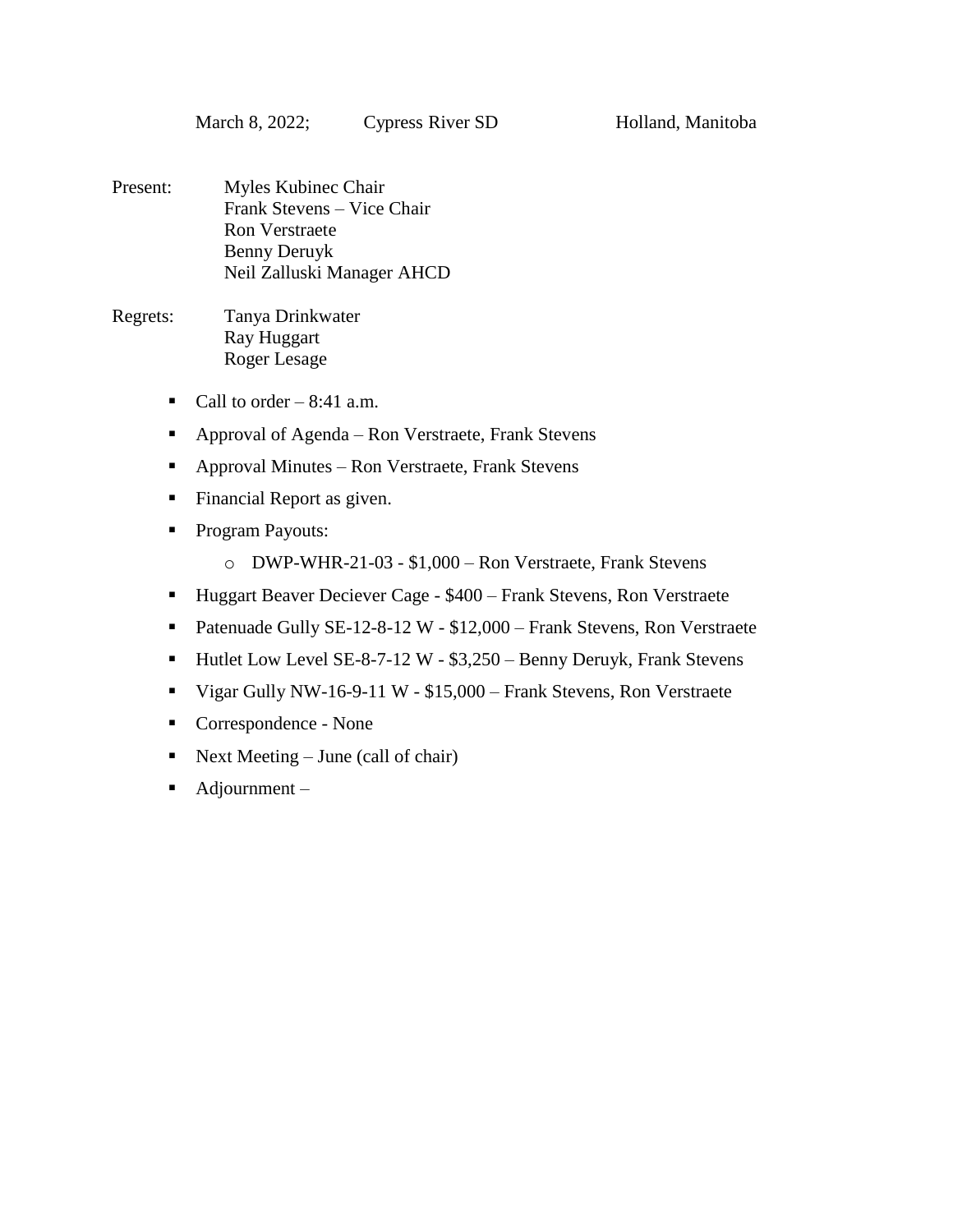March 8, 2022; Cypress River SD Holland, Manitoba

Present: Myles Kubinec Chair
Frank Stevens – Vice Chair
Ron Verstraete
Benny Deruyk
Neil Zalluski Manager AHCD

Regrets: Tanya Drinkwater
Ray Huggart
Roger Lesage

- Call to order – 8:41 a.m.
- Approval of Agenda – Ron Verstraete, Frank Stevens
- Approval Minutes – Ron Verstraete, Frank Stevens
- Financial Report as given.
- Program Payouts:
  - DWP-WHR-21-03 - $1,000 – Ron Verstraete, Frank Stevens
- Huggart Beaver Deciever Cage - $400 – Frank Stevens, Ron Verstraete
- Patenuade Gully SE-12-8-12 W - $12,000 – Frank Stevens, Ron Verstraete
- Hutlet Low Level SE-8-7-12 W - $3,250 – Benny Deruyk, Frank Stevens
- Vigar Gully NW-16-9-11 W - $15,000 – Frank Stevens, Ron Verstraete
- Correspondence - None
- Next Meeting – June (call of chair)
- Adjournment –